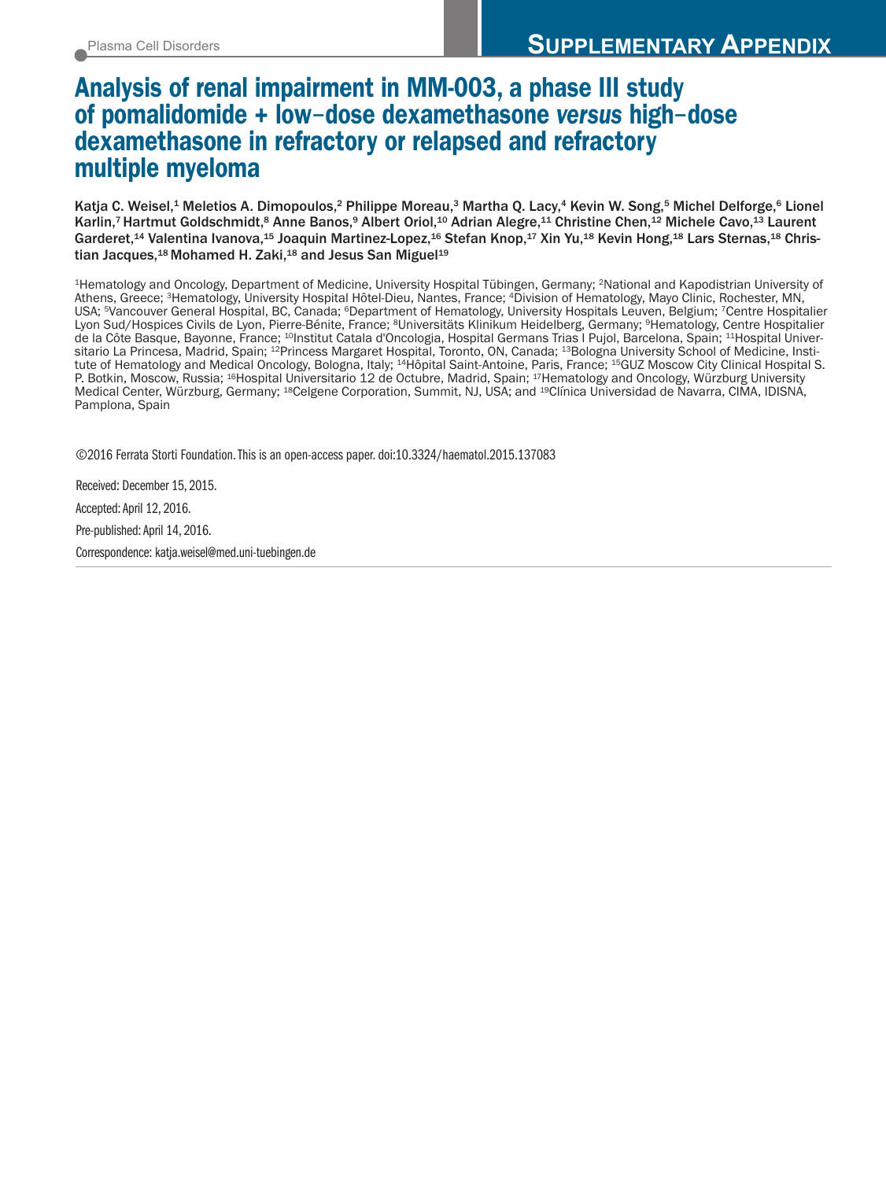Plasma Cell Disorders

**Supplementary Appendix**

# Analysis of renal impairment in MM-003, a phase III study of pomalidomide + low-dose dexamethasone *versus* high-dose dexamethasone in refractory or relapsed and refractory multiple myeloma

Katja C. Weisel,[1] Meletios A. Dimopoulos,[2] Philippe Moreau,[3] Martha Q. Lacy,[4] Kevin W. Song,[5] Michel Delforge,[6] Lionel Karlin,[7] Hartmut Goldschmidt,[8] Anne Banos,[9] Albert Oriol,[10] Adrian Alegre,[11] Christine Chen,[12] Michele Cavo,[13] Laurent Garderet,[14] Valentina Ivanova,[15] Joaquin Martinez-Lopez,[16] Stefan Knop,[17] Xin Yu,[18] Kevin Hong,[18] Lars Sternas,[18] Christian Jacques,[18] Mohamed H. Zaki,[18] and Jesus San Miguel[19]

[1]Hematology and Oncology, Department of Medicine, University Hospital Tübingen, Germany; [2]National and Kapodistrian University of Athens, Greece; [3]Hematology, University Hospital Hôtel-Dieu, Nantes, France; [4]Division of Hematology, Mayo Clinic, Rochester, MN, USA; [5]Vancouver General Hospital, BC, Canada; [6]Department of Hematology, University Hospitals Leuven, Belgium; [7]Centre Hospitalier Lyon Sud/Hospices Civils de Lyon, Pierre-Bénite, France; [8]Universitäts Klinikum Heidelberg, Germany; [9]Hematology, Centre Hospitalier de la Côte Basque, Bayonne, France; [10]Institut Catala d'Oncologia, Hospital Germans Trias I Pujol, Barcelona, Spain; [11]Hospital Universitario La Princesa, Madrid, Spain; [12]Princess Margaret Hospital, Toronto, ON, Canada; [13]Bologna University School of Medicine, Institute of Hematology and Medical Oncology, Bologna, Italy; [14]Hôpital Saint-Antoine, Paris, France; [15]GUZ Moscow City Clinical Hospital S. P. Botkin, Moscow, Russia; [16]Hospital Universitario 12 de Octubre, Madrid, Spain; [17]Hematology and Oncology, Würzburg University Medical Center, Würzburg, Germany; [18]Celgene Corporation, Summit, NJ, USA; and [19]Clínica Universidad de Navarra, CIMA, IDISNA, Pamplona, Spain

©2016 Ferrata Storti Foundation. This is an open-access paper. doi:10.3324/haematol.2015.137083

Received: December 15, 2015.

Accepted: April 12, 2016.

Pre-published: April 14, 2016.

Correspondence: katja.weisel@med.uni-tuebingen.de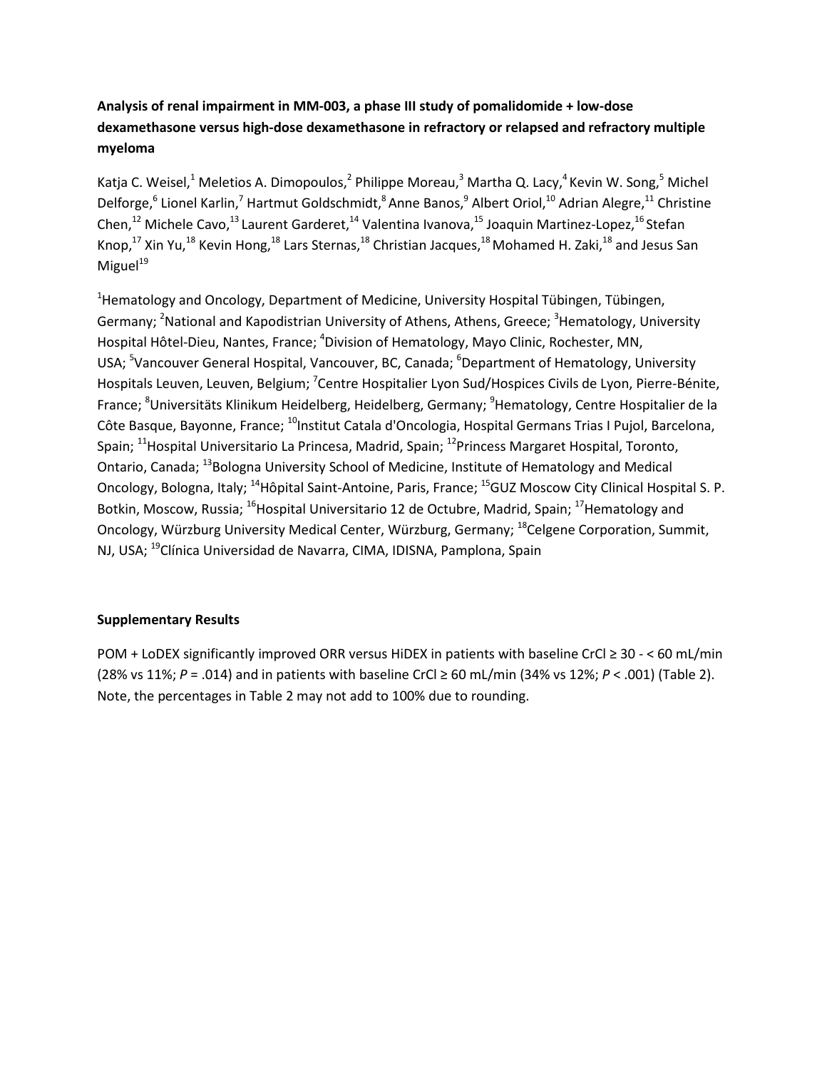**Analysis of renal impairment in MM-003, a phase III study of pomalidomide + low-dose dexamethasone versus high-dose dexamethasone in refractory or relapsed and refractory multiple myeloma**

Katja C. Weisel,[1] Meletios A. Dimopoulos,[2] Philippe Moreau,[3] Martha Q. Lacy,[4] Kevin W. Song,[5] Michel Delforge,[6] Lionel Karlin,[7] Hartmut Goldschmidt,[8] Anne Banos,[9] Albert Oriol,[10] Adrian Alegre,[11] Christine Chen,[12] Michele Cavo,[13] Laurent Garderet,[14] Valentina Ivanova,[15] Joaquin Martinez-Lopez,[16] Stefan Knop,[17] Xin Yu,[18] Kevin Hong,[18] Lars Sternas,[18] Christian Jacques,[18] Mohamed H. Zaki,[18] and Jesus San Miguel[19]

[1]Hematology and Oncology, Department of Medicine, University Hospital Tübingen, Tübingen, Germany; [2]National and Kapodistrian University of Athens, Athens, Greece; [3]Hematology, University Hospital Hôtel-Dieu, Nantes, France; [4]Division of Hematology, Mayo Clinic, Rochester, MN, USA; [5]Vancouver General Hospital, Vancouver, BC, Canada; [6]Department of Hematology, University Hospitals Leuven, Leuven, Belgium; [7]Centre Hospitalier Lyon Sud/Hospices Civils de Lyon, Pierre-Bénite, France; [8]Universitäts Klinikum Heidelberg, Heidelberg, Germany; [9]Hematology, Centre Hospitalier de la Côte Basque, Bayonne, France; [10]Institut Catala d'Oncologia, Hospital Germans Trias I Pujol, Barcelona, Spain; [11]Hospital Universitario La Princesa, Madrid, Spain; [12]Princess Margaret Hospital, Toronto, Ontario, Canada; [13]Bologna University School of Medicine, Institute of Hematology and Medical Oncology, Bologna, Italy; [14]Hôpital Saint-Antoine, Paris, France; [15]GUZ Moscow City Clinical Hospital S. P. Botkin, Moscow, Russia; [16]Hospital Universitario 12 de Octubre, Madrid, Spain; [17]Hematology and Oncology, Würzburg University Medical Center, Würzburg, Germany; [18]Celgene Corporation, Summit, NJ, USA; [19]Clínica Universidad de Navarra, CIMA, IDISNA, Pamplona, Spain

**Supplementary Results**

POM + LoDEX significantly improved ORR versus HiDEX in patients with baseline CrCl ≥ 30 - < 60 mL/min (28% vs 11%; $P = .014$) and in patients with baseline CrCl ≥ 60 mL/min (34% vs 12%; $P < .001$) (Table 2). Note, the percentages in Table 2 may not add to 100% due to rounding.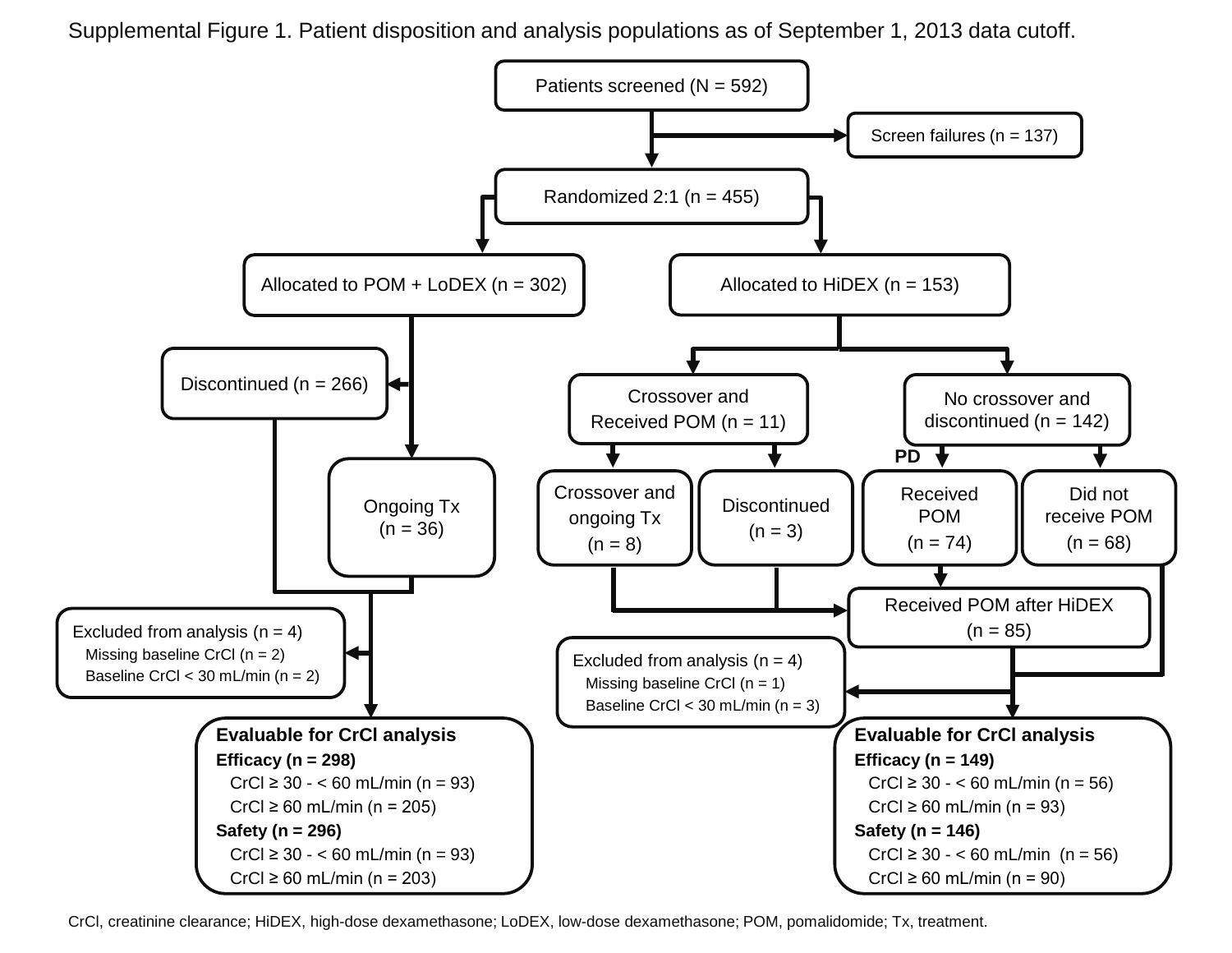Supplemental Figure 1. Patient disposition and analysis populations as of September 1, 2013 data cutoff.

Patients screened (N = 592)

Screen failures (n = 137)

Randomized 2:1 (n = 455)

Allocated to POM + LoDEX (n = 302)

Allocated to HiDEX (n = 153)

Discontinued (n = 266)

Ongoing Tx (n = 36)

Crossover and Received POM (n = 11)

No crossover and discontinued (n = 142)

PD

Crossover and ongoing Tx (n = 8)

Discontinued (n = 3)

Received POM (n = 74)

Did not receive POM (n = 68)

Received POM after HiDEX (n = 85)

Excluded from analysis (n = 4)
Missing baseline CrCl (n = 2)
Baseline CrCl < 30 mL/min (n = 2)

Excluded from analysis (n = 4)
Missing baseline CrCl (n = 1)
Baseline CrCl < 30 mL/min (n = 3)

**Evaluable for CrCl analysis**
**Efficacy (n = 298)**
CrCl ≥ 30 - < 60 mL/min (n = 93)
CrCl ≥ 60 mL/min (n = 205)
**Safety (n = 296)**
CrCl ≥ 30 - < 60 mL/min (n = 93)
CrCl ≥ 60 mL/min (n = 203)

**Evaluable for CrCl analysis**
**Efficacy (n = 149)**
CrCl ≥ 30 - < 60 mL/min (n = 56)
CrCl ≥ 60 mL/min (n = 93)
**Safety (n = 146)**
CrCl ≥ 30 - < 60 mL/min (n = 56)
CrCl ≥ 60 mL/min (n = 90)

CrCl, creatinine clearance; HiDEX, high-dose dexamethasone; LoDEX, low-dose dexamethasone; POM, pomalidomide; Tx, treatment.